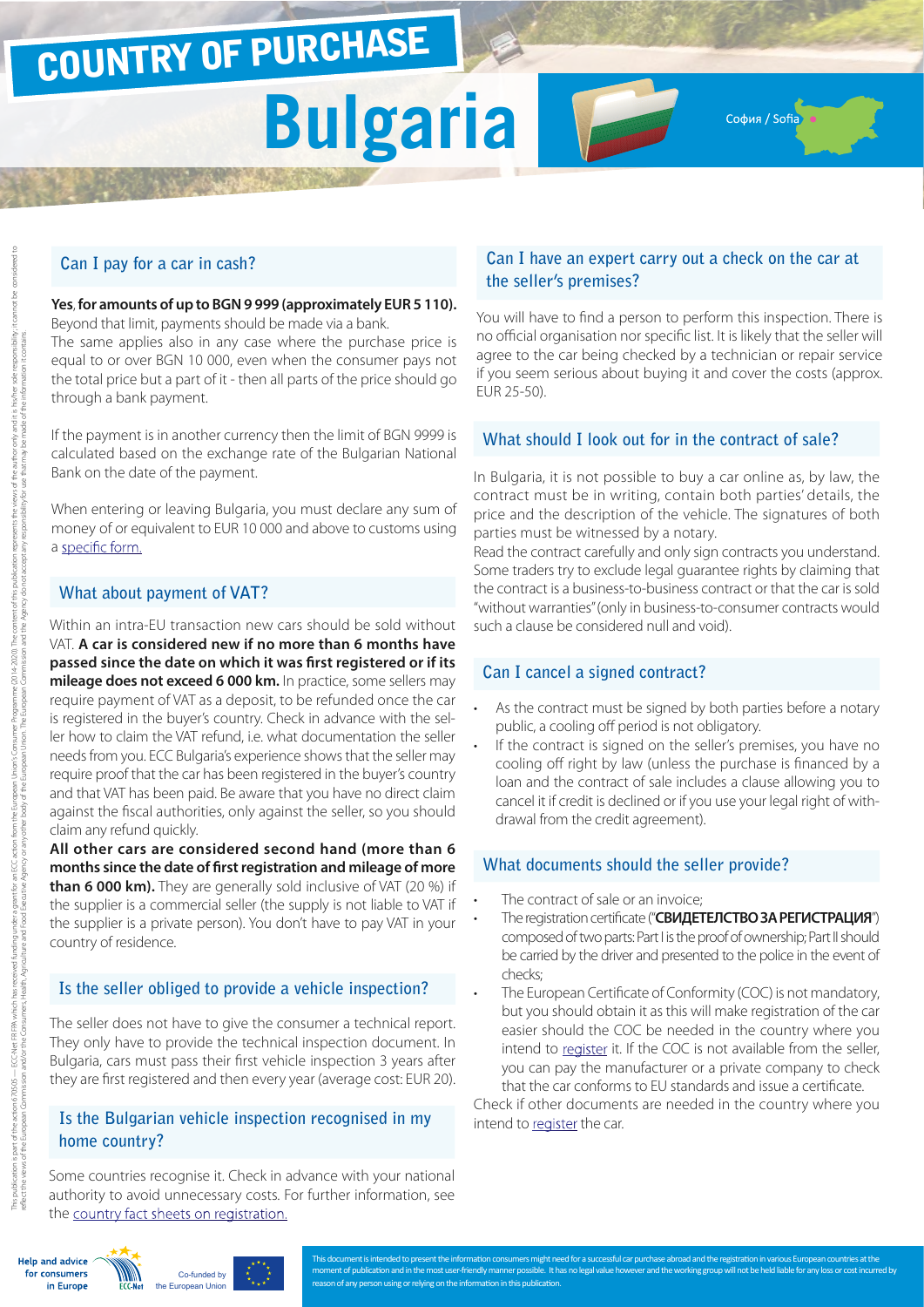# COUNTRY OF PURCHASE

# Bulgaria

София / Sofia

## Can I pay for a car in cash?

**Yes, for amounts of up to BGN 9 999 (approximately EUR 5 110).** Beyond that limit, payments should be made via a bank.

The same applies also in any case where the purchase price is equal to or over BGN 10 000, even when the consumer pays not the total price but a part of it - then all parts of the price should go through a bank payment.

If the payment is in another currency then the limit of BGN 9999 is calculated based on the exchange rate of the Bulgarian National Bank on the date of the payment.

When entering or leaving Bulgaria, you must declare any sum of money of or equivalent to EUR 10 000 and above to customs using a specific form.

## What about payment of VAT?

Within an intra-EU transaction new cars should be sold without VAT. **A car is considered new if no more than 6 months have passed since the date on which it was first registered or if its mileage does not exceed 6 000 km.** In practice, some sellers may require payment of VAT as a deposit, to be refunded once the car is registered in the buyer's country. Check in advance with the seller how to claim the VAT refund, i.e. what documentation the seller needs from you. ECC Bulgaria's experience shows that the seller may require proof that the car has been registered in the buyer's country and that VAT has been paid. Be aware that you have no direct claim against the fiscal authorities, only against the seller, so you should claim any refund quickly.

**All other cars are considered second hand (more than 6 months since the date of first registration and mileage of more than 6 000 km).** They are generally sold inclusive of VAT (20 %) if the supplier is a commercial seller (the supply is not liable to VAT if the supplier is a private person). You don't have to pay VAT in your country of residence.

## Is the seller obliged to provide a vehicle inspection?

The seller does not have to give the consumer a technical report. They only have to provide the technical inspection document. In Bulgaria, cars must pass their first vehicle inspection 3 years after they are first registered and then every year (average cost: EUR 20).

## Is the Bulgarian vehicle inspection recognised in my home country?

Some countries recognise it. Check in advance with your national authority to avoid unnecessary costs. For further information, see the country fact sheets on registration.

## Can I have an expert carry out a check on the car at the seller's premises?

You will have to find a person to perform this inspection. There is no official organisation nor specific list. It is likely that the seller will agree to the car being checked by a technician or repair service if you seem serious about buying it and cover the costs (approx. EUR 25-50).

## What should I look out for in the contract of sale?

In Bulgaria, it is not possible to buy a car online as, by law, the contract must be in writing, contain both parties' details, the price and the description of the vehicle. The signatures of both parties must be witnessed by a notary.

Read the contract carefully and only sign contracts you understand. Some traders try to exclude legal guarantee rights by claiming that the contract is a business-to-business contract or that the car is sold "without warranties" (only in business-to-consumer contracts would such a clause be considered null and void).

## Can I cancel a signed contract?

- As the contract must be signed by both parties before a notary public, a cooling off period is not obligatory.
- If the contract is signed on the seller's premises, you have no cooling off right by law (unless the purchase is financed by a loan and the contract of sale includes a clause allowing you to cancel it if credit is declined or if you use your legal right of withdrawal from the credit agreement).

## What documents should the seller provide?

- The contract of sale or an invoice;
- The registration certificate ("**СВИДЕТЕЛСТВО ЗА РЕГИСТРАЦИЯ**") composed of two parts: Part I is the proof of ownership; Part II should be carried by the driver and presented to the police in the event of checks;
- The European Certificate of Conformity (COC) is not mandatory, but you should obtain it as this will make registration of the car easier should the COC be needed in the country where you intend to register it. If the COC is not available from the seller, you can pay the manufacturer or a private company to check that the car conforms to EU standards and issue a certificate.

Check if other documents are needed in the country where you intend to register the car.

This document is intended to present the information consumers might need for a successful car purchase abroad and the registration in various European countries at the moment of publication and in the most user-friendly manner possible. It has no legal value however and the working group will not be held liable for any loss or cost incurred by reason of any person using or relying on the information in this publication.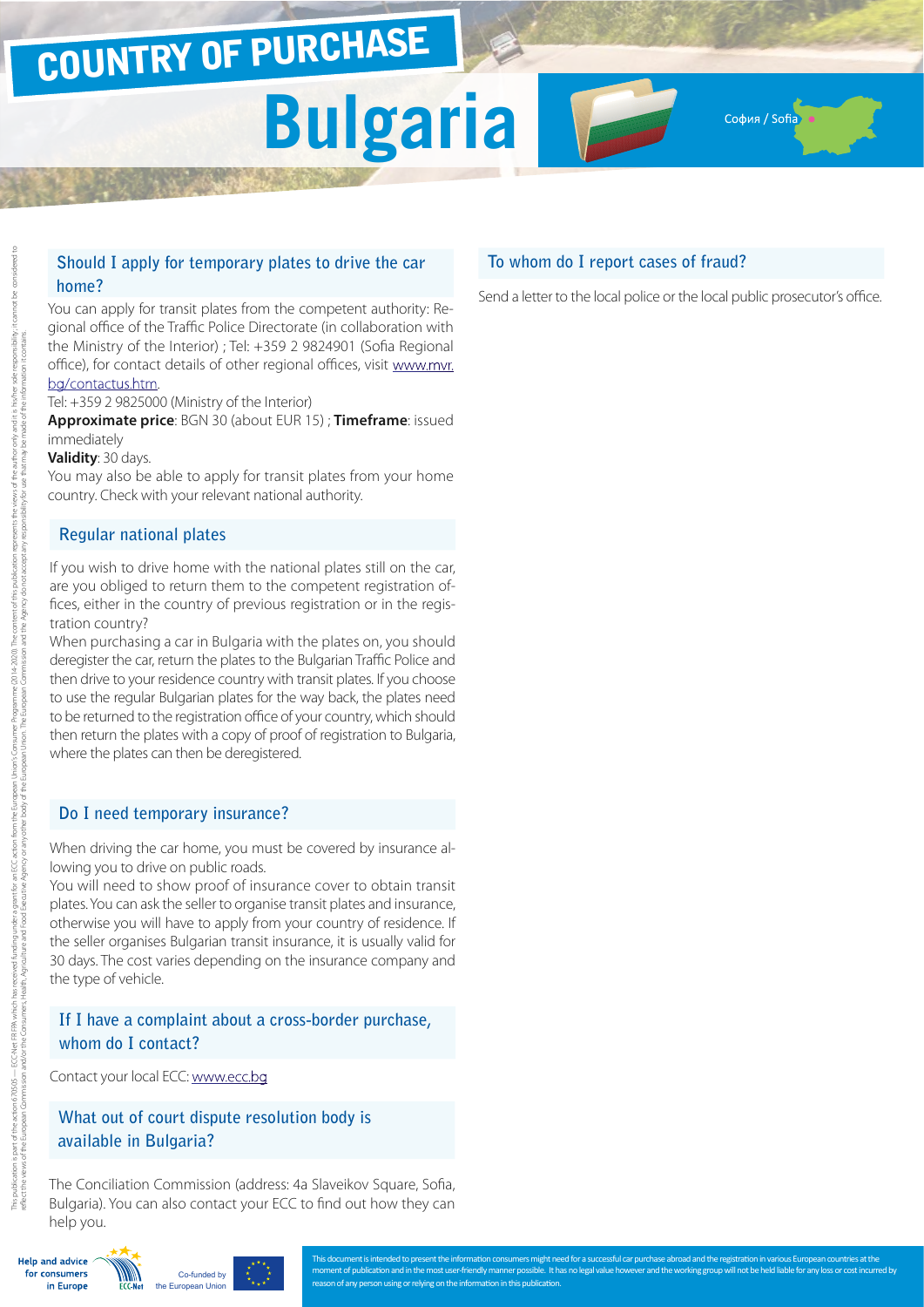# COUNTRY OF PURCHASE

# Bulgaria

София / Sofia

## Should I apply for temporary plates to drive the car home?

You can apply for transit plates from the competent authority: Regional office of the Traffic Police Directorate (in collaboration with the Ministry of the Interior) ; Tel: +359 2 9824901 (Sofia Regional office), for contact details of other regional offices, visit www.mvr.bg/contactus.htm.

Tel: +359 2 9825000 (Ministry of the Interior)

**Approximate price**: BGN 30 (about EUR 15) ; **Timeframe**: issued immediately

**Validity**: 30 days.

You may also be able to apply for transit plates from your home country. Check with your relevant national authority.

## Regular national plates

If you wish to drive home with the national plates still on the car, are you obliged to return them to the competent registration offices, either in the country of previous registration or in the registration country?

When purchasing a car in Bulgaria with the plates on, you should deregister the car, return the plates to the Bulgarian Traffic Police and then drive to your residence country with transit plates. If you choose to use the regular Bulgarian plates for the way back, the plates need to be returned to the registration office of your country, which should then return the plates with a copy of proof of registration to Bulgaria, where the plates can then be deregistered.

## Do I need temporary insurance?

When driving the car home, you must be covered by insurance allowing you to drive on public roads.

You will need to show proof of insurance cover to obtain transit plates. You can ask the seller to organise transit plates and insurance, otherwise you will have to apply from your country of residence. If the seller organises Bulgarian transit insurance, it is usually valid for 30 days. The cost varies depending on the insurance company and the type of vehicle.

## If I have a complaint about a cross-border purchase, whom do I contact?

Contact your local ECC: www.ecc.bg

## What out of court dispute resolution body is available in Bulgaria?

The Conciliation Commission (address: 4a Slaveikov Square, Sofia, Bulgaria). You can also contact your ECC to find out how they can help you.

## To whom do I report cases of fraud?

Send a letter to the local police or the local public prosecutor's office.

Help and advice for consumers in Europe

ECC-Net

Co-funded by the European Union

This document is intended to present the information consumers might need for a successful car purchase abroad and the registration in various European countries at the moment of publication and in the most user-friendly manner possible. It has no legal value however and the working group will not be held liable for any loss or cost incurred by reason of any person using or relying on the information in this publication.